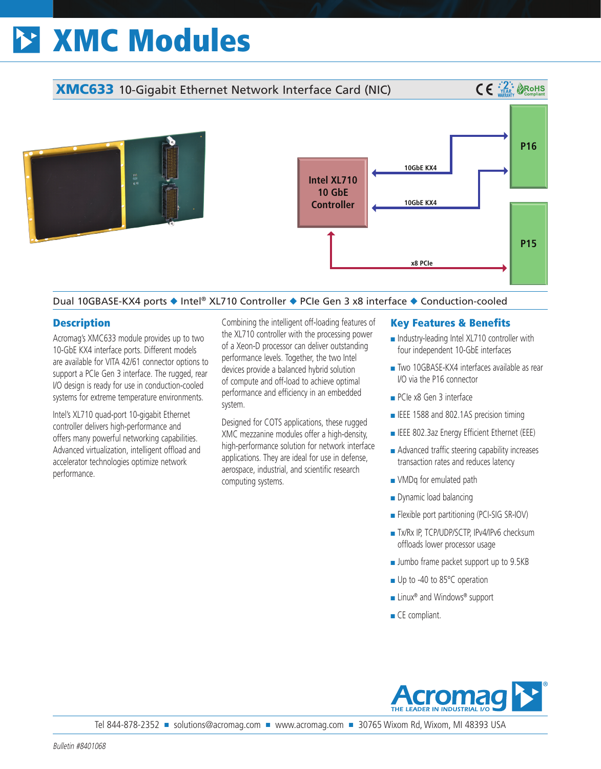# XMC Modules

## XMC633 10-Gigabit Ethernet Network Interface Card (NIC)

Intel XL710 10 GbE Controller

10GbE KX4

10GbE KX4

x8 PCIe

P16

P15

Dual 10GBASE-KX4 ports ◆ Intel® XL710 Controller ◆ PCIe Gen 3 x8 interface ◆ Conduction-cooled

## Description

Acromag's XMC633 module provides up to two 10-GbE KX4 interface ports. Different models are available for VITA 42/61 connector options to support a PCIe Gen 3 interface. The rugged, rear I/O design is ready for use in conduction-cooled systems for extreme temperature environments.

Intel's XL710 quad-port 10-gigabit Ethernet controller delivers high-performance and offers many powerful networking capabilities. Advanced virtualization, intelligent offload and accelerator technologies optimize network performance.

Combining the intelligent off-loading features of the XL710 controller with the processing power of a Xeon-D processor can deliver outstanding performance levels. Together, the two Intel devices provide a balanced hybrid solution of compute and off-load to achieve optimal performance and efficiency in an embedded system.

Designed for COTS applications, these rugged XMC mezzanine modules offer a high-density, high-performance solution for network interface applications. They are ideal for use in defense, aerospace, industrial, and scientific research computing systems.

## Key Features & Benefits

- Industry-leading Intel XL710 controller with four independent 10-GbE interfaces
- Two 10GBASE-KX4 interfaces available as rear I/O via the P16 connector
- PCIe x8 Gen 3 interface
- IEEE 1588 and 802.1AS precision timing
- IEEE 802.3az Energy Efficient Ethernet (EEE)
- Advanced traffic steering capability increases transaction rates and reduces latency
- VMDq for emulated path
- Dynamic load balancing
- Flexible port partitioning (PCI-SIG SR-IOV)
- Tx/Rx IP, TCP/UDP/SCTP, IPv4/IPv6 checksum offloads lower processor usage
- Jumbo frame packet support up to 9.5KB
- Up to -40 to 85°C operation
- Linux® and Windows® support
- CE compliant.

Acromag® THE LEADER IN INDUSTRIAL I/O

Tel 844-878-2352 ■ solutions@acromag.com ■ www.acromag.com ■ 30765 Wixom Rd, Wixom, MI 48393 USA

*Bulletin #8401068*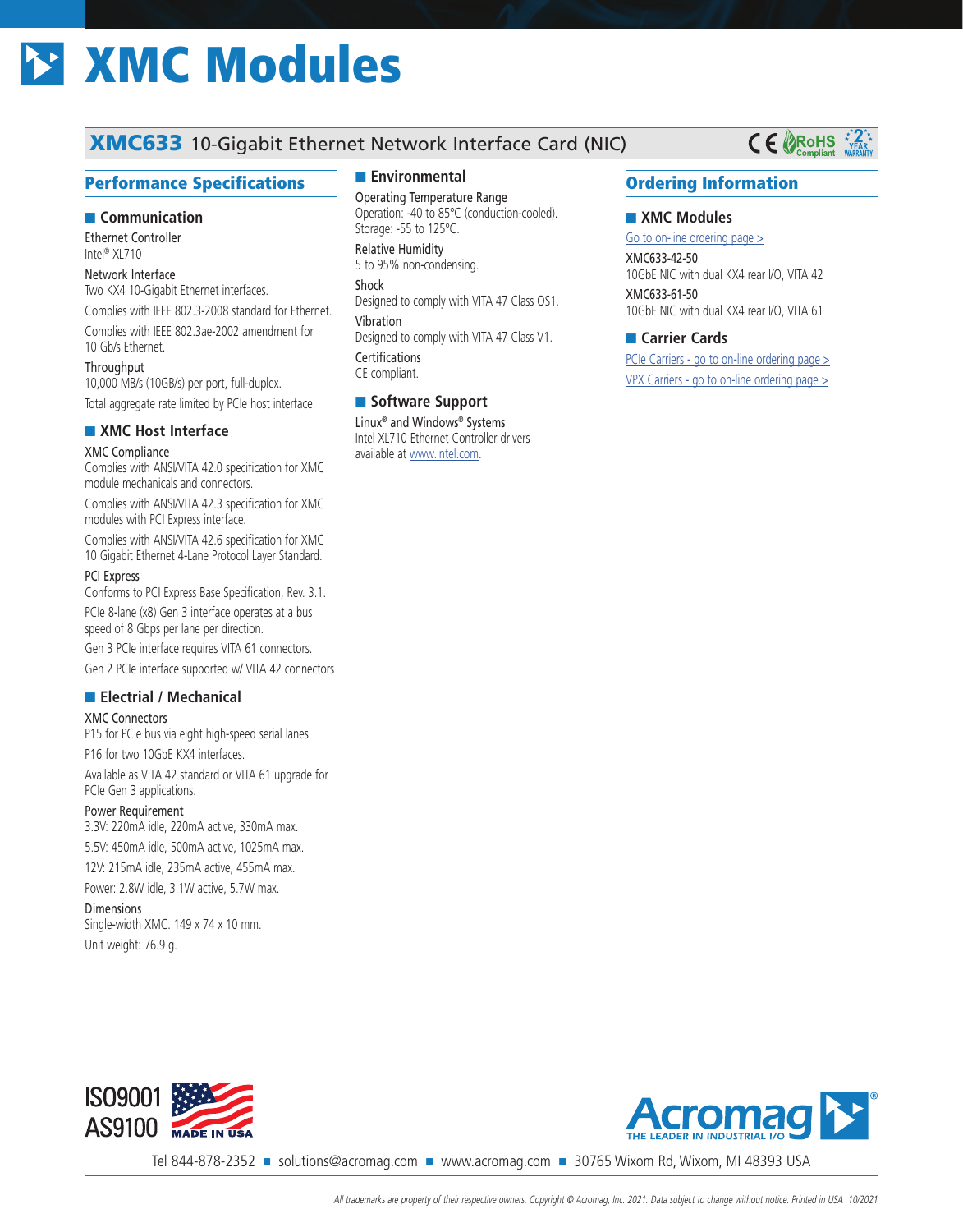# XMC Modules

## XMC633 10-Gigabit Ethernet Network Interface Card (NIC)

### Performance Specifications

#### Communication

Ethernet Controller
Intel® XL710

Network Interface
Two KX4 10-Gigabit Ethernet interfaces.

Complies with IEEE 802.3-2008 standard for Ethernet.

Complies with IEEE 802.3ae-2002 amendment for 10 Gb/s Ethernet.

Throughput
10,000 MB/s (10GB/s) per port, full-duplex.

Total aggregate rate limited by PCIe host interface.

#### XMC Host Interface

XMC Compliance
Complies with ANSI/VITA 42.0 specification for XMC module mechanicals and connectors.

Complies with ANSI/VITA 42.3 specification for XMC modules with PCI Express interface.

Complies with ANSI/VITA 42.6 specification for XMC 10 Gigabit Ethernet 4-Lane Protocol Layer Standard.

PCI Express
Conforms to PCI Express Base Specification, Rev. 3.1.

PCIe 8-lane (x8) Gen 3 interface operates at a bus speed of 8 Gbps per lane per direction.

Gen 3 PCIe interface requires VITA 61 connectors.

Gen 2 PCIe interface supported w/ VITA 42 connectors

#### Electrical / Mechanical

XMC Connectors
P15 for PCIe bus via eight high-speed serial lanes.

P16 for two 10GbE KX4 interfaces.

Available as VITA 42 standard or VITA 61 upgrade for PCIe Gen 3 applications.

Power Requirement
3.3V: 220mA idle, 220mA active, 330mA max.

5.5V: 450mA idle, 500mA active, 1025mA max.

12V: 215mA idle, 235mA active, 455mA max.

Power: 2.8W idle, 3.1W active, 5.7W max.

Dimensions
Single-width XMC. 149 x 74 x 10 mm.

Unit weight: 76.9 g.

#### Environmental

Operating Temperature Range
Operation: -40 to 85°C (conduction-cooled).
Storage: -55 to 125°C.

Relative Humidity
5 to 95% non-condensing.

Shock
Designed to comply with VITA 47 Class OS1.

Vibration
Designed to comply with VITA 47 Class V1.

Certifications
CE compliant.

#### Software Support

Linux® and Windows® Systems
Intel XL710 Ethernet Controller drivers available at www.intel.com.

### Ordering Information

#### XMC Modules

Go to on-line ordering page >

XMC633-42-50
10GbE NIC with dual KX4 rear I/O, VITA 42

XMC633-61-50
10GbE NIC with dual KX4 rear I/O, VITA 61

#### Carrier Cards

PCIe Carriers - go to on-line ordering page >

VPX Carriers - go to on-line ordering page >

ISO9001
AS9100
MADE IN USA

Acromag
THE LEADER IN INDUSTRIAL I/O

Tel 844-878-2352 ■ solutions@acromag.com ■ www.acromag.com ■ 30765 Wixom Rd, Wixom, MI 48393 USA

*All trademarks are property of their respective owners. Copyright © Acromag, Inc. 2021. Data subject to change without notice. Printed in USA 10/2021*